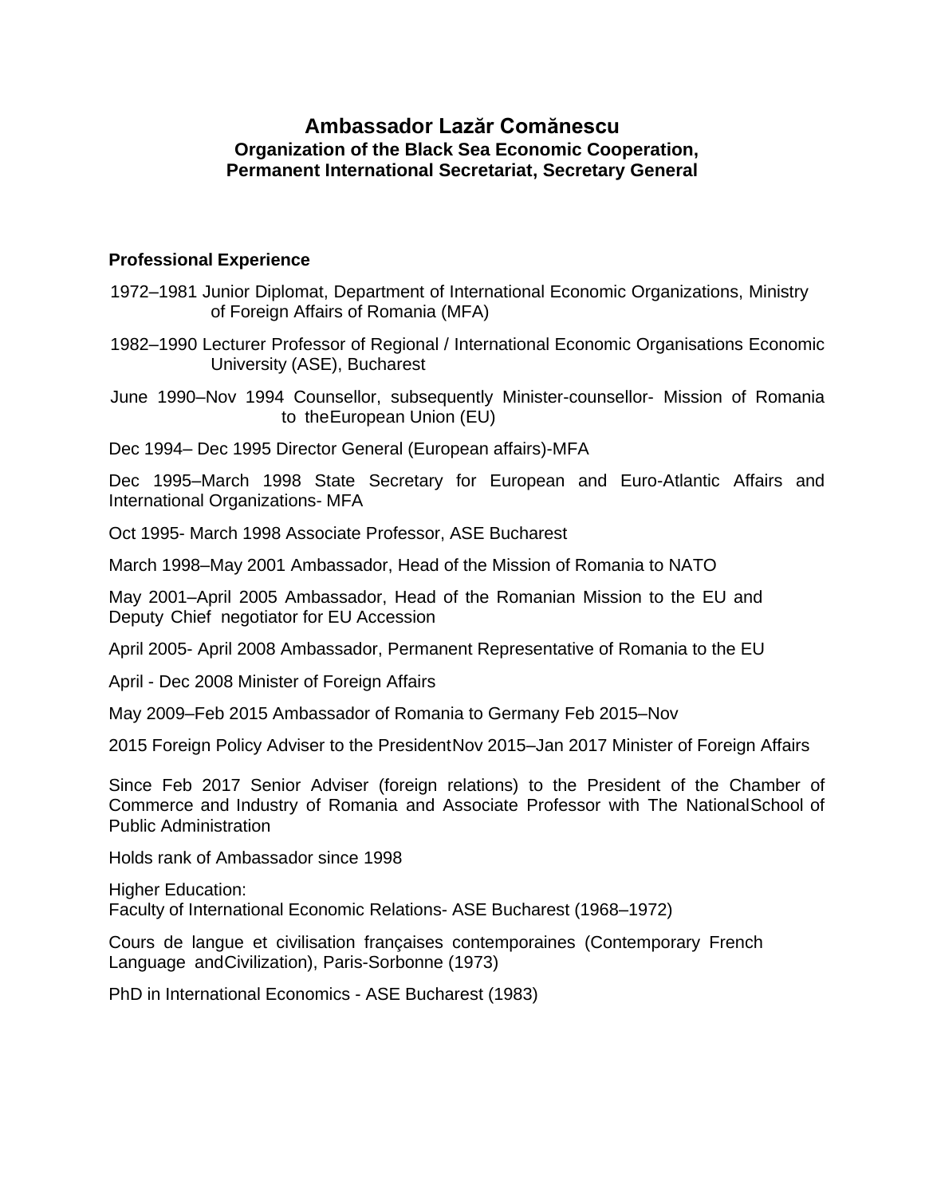# Ambassador Lazăr Comănescu

### Organization of the Black Sea Economic Cooperation, Permanent International Secretariat, Secretary General

**Professional Experience**

1972–1981 Junior Diplomat, Department of International Economic Organizations, Ministry of Foreign Affairs of Romania (MFA)

1982–1990 Lecturer Professor of Regional / International Economic Organisations Economic University (ASE), Bucharest

June 1990–Nov 1994 Counsellor, subsequently Minister-counsellor- Mission of Romania to theEuropean Union (EU)

Dec 1994– Dec 1995 Director General (European affairs)-MFA

Dec 1995–March 1998 State Secretary for European and Euro-Atlantic Affairs and International Organizations- MFA

Oct 1995- March 1998 Associate Professor, ASE Bucharest

March 1998–May 2001 Ambassador, Head of the Mission of Romania to NATO

May 2001–April 2005 Ambassador, Head of the Romanian Mission to the EU and Deputy Chief negotiator for EU Accession

April 2005- April 2008 Ambassador, Permanent Representative of Romania to the EU

April - Dec 2008 Minister of Foreign Affairs

May 2009–Feb 2015 Ambassador of Romania to Germany Feb 2015–Nov

2015 Foreign Policy Adviser to the PresidentNov 2015–Jan 2017 Minister of Foreign Affairs

Since Feb 2017 Senior Adviser (foreign relations) to the President of the Chamber of Commerce and Industry of Romania and Associate Professor with The NationalSchool of Public Administration

Holds rank of Ambassador since 1998

Higher Education:
Faculty of International Economic Relations- ASE Bucharest (1968–1972)

Cours de langue et civilisation françaises contemporaines (Contemporary French Language andCivilization), Paris-Sorbonne (1973)

PhD in International Economics - ASE Bucharest (1983)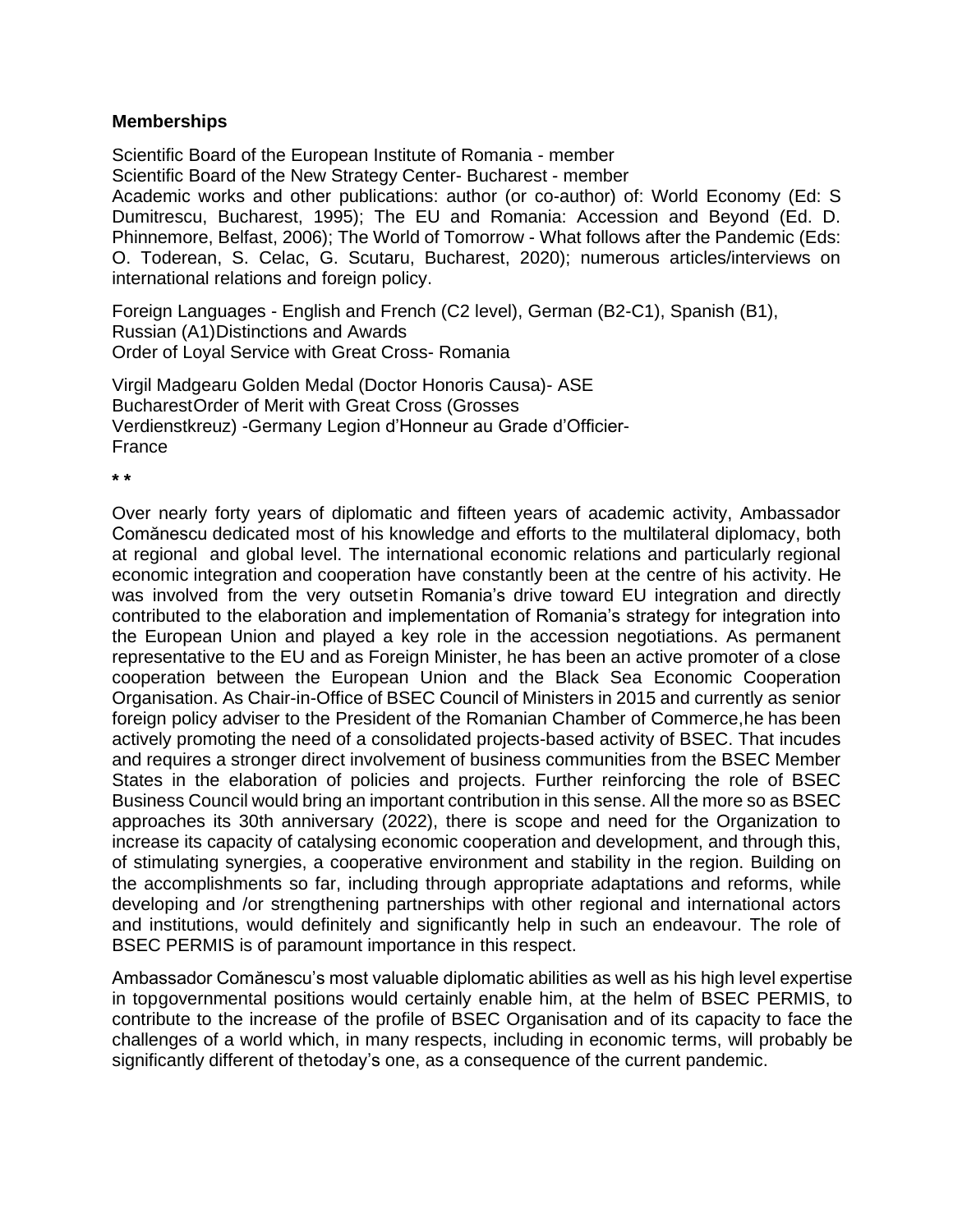**Memberships**

Scientific Board of the European Institute of Romania - member
Scientific Board of the New Strategy Center- Bucharest - member
Academic works and other publications: author (or co-author) of: World Economy (Ed: S Dumitrescu, Bucharest, 1995); The EU and Romania: Accession and Beyond (Ed. D. Phinnemore, Belfast, 2006); The World of Tomorrow - What follows after the Pandemic (Eds: O. Toderean, S. Celac, G. Scutaru, Bucharest, 2020); numerous articles/interviews on international relations and foreign policy.

Foreign Languages - English and French (C2 level), German (B2-C1), Spanish (B1), Russian (A1)Distinctions and Awards
Order of Loyal Service with Great Cross- Romania

Virgil Madgearu Golden Medal (Doctor Honoris Causa)- ASE BucharestOrder of Merit with Great Cross (Grosses Verdienstkreuz) -Germany Legion d'Honneur au Grade d'Officier- France

**\* \***

Over nearly forty years of diplomatic and fifteen years of academic activity, Ambassador Comănescu dedicated most of his knowledge and efforts to the multilateral diplomacy, both at regional and global level. The international economic relations and particularly regional economic integration and cooperation have constantly been at the centre of his activity. He was involved from the very outsetin Romania's drive toward EU integration and directly contributed to the elaboration and implementation of Romania's strategy for integration into the European Union and played a key role in the accession negotiations. As permanent representative to the EU and as Foreign Minister, he has been an active promoter of a close cooperation between the European Union and the Black Sea Economic Cooperation Organisation. As Chair-in-Office of BSEC Council of Ministers in 2015 and currently as senior foreign policy adviser to the President of the Romanian Chamber of Commerce,he has been actively promoting the need of a consolidated projects-based activity of BSEC. That incudes and requires a stronger direct involvement of business communities from the BSEC Member States in the elaboration of policies and projects. Further reinforcing the role of BSEC Business Council would bring an important contribution in this sense. All the more so as BSEC approaches its 30th anniversary (2022), there is scope and need for the Organization to increase its capacity of catalysing economic cooperation and development, and through this, of stimulating synergies, a cooperative environment and stability in the region. Building on the accomplishments so far, including through appropriate adaptations and reforms, while developing and /or strengthening partnerships with other regional and international actors and institutions, would definitely and significantly help in such an endeavour. The role of BSEC PERMIS is of paramount importance in this respect.

Ambassador Comănescu's most valuable diplomatic abilities as well as his high level expertise in topgovernmental positions would certainly enable him, at the helm of BSEC PERMIS, to contribute to the increase of the profile of BSEC Organisation and of its capacity to face the challenges of a world which, in many respects, including in economic terms, will probably be significantly different of thetoday's one, as a consequence of the current pandemic.